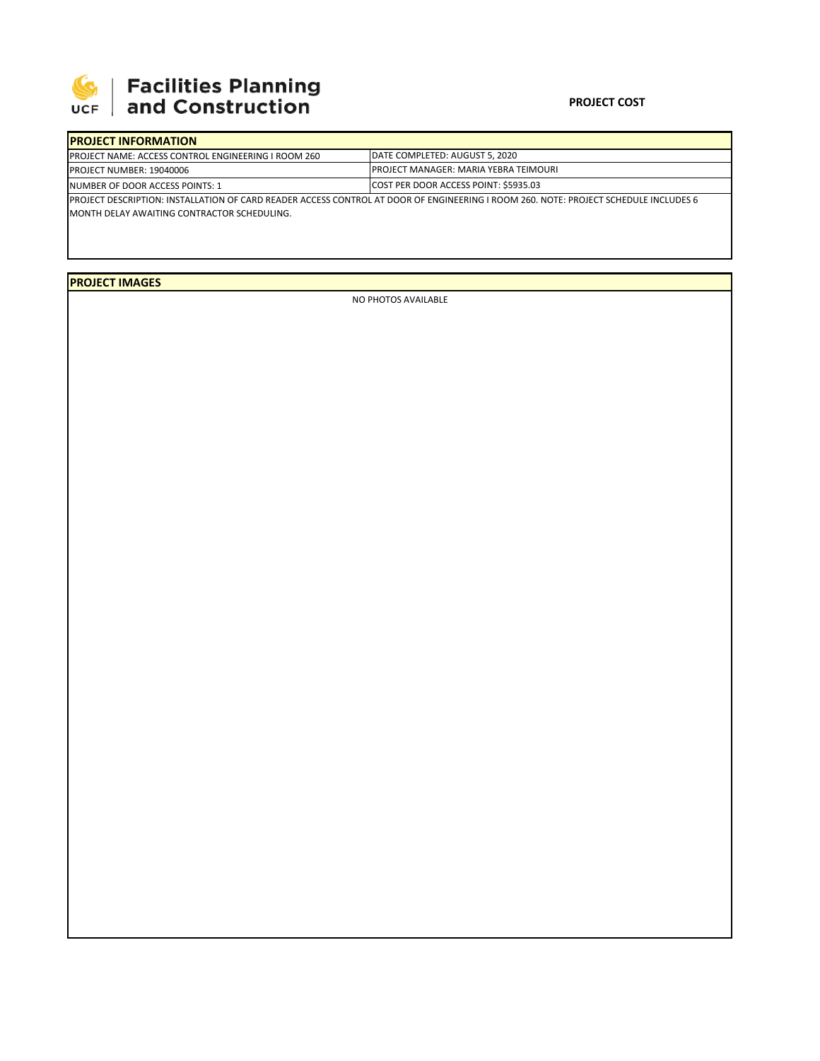# Facilities Planning and Construction

**PROJECT COST**

## PROJECT INFORMATION

| | |
|---|---|
| PROJECT NAME: ACCESS CONTROL ENGINEERING I ROOM 260 | DATE COMPLETED: AUGUST 5, 2020 |
| PROJECT NUMBER: 19040006 | PROJECT MANAGER: MARIA YEBRA TEIMOURI |
| NUMBER OF DOOR ACCESS POINTS: 1 | COST PER DOOR ACCESS POINT: $5935.03 |

PROJECT DESCRIPTION: INSTALLATION OF CARD READER ACCESS CONTROL AT DOOR OF ENGINEERING I ROOM 260. NOTE: PROJECT SCHEDULE INCLUDES 6 MONTH DELAY AWAITING CONTRACTOR SCHEDULING.

## PROJECT IMAGES

NO PHOTOS AVAILABLE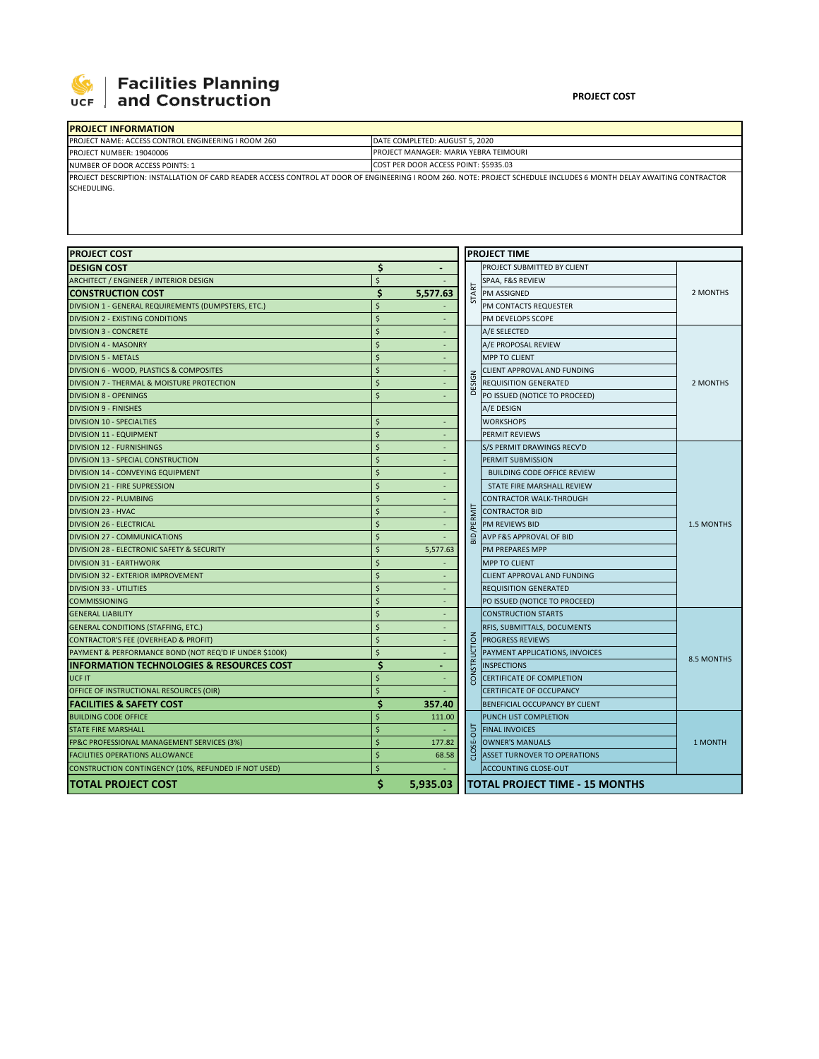# Facilities Planning and Construction

**PROJECT COST**

| PROJECT INFORMATION | |
|---|---|
| PROJECT NAME: ACCESS CONTROL ENGINEERING I ROOM 260 | DATE COMPLETED: AUGUST 5, 2020 |
| PROJECT NUMBER: 19040006 | PROJECT MANAGER: MARIA YEBRA TEIMOURI |
| NUMBER OF DOOR ACCESS POINTS: 1 | COST PER DOOR ACCESS POINT: $5935.03 |

PROJECT DESCRIPTION: INSTALLATION OF CARD READER ACCESS CONTROL AT DOOR OF ENGINEERING I ROOM 260. NOTE: PROJECT SCHEDULE INCLUDES 6 MONTH DELAY AWAITING CONTRACTOR SCHEDULING.

| PROJECT COST | | |
|---|---|---|
| **DESIGN COST** | **$** | **-** |
| ARCHITECT / ENGINEER / INTERIOR DESIGN | $ | - |
| **CONSTRUCTION COST** | **$** | **5,577.63** |
| DIVISION 1 - GENERAL REQUIREMENTS (DUMPSTERS, ETC.) | $ | - |
| DIVISION 2 - EXISTING CONDITIONS | $ | - |
| DIVISION 3 - CONCRETE | $ | - |
| DIVISION 4 - MASONRY | $ | - |
| DIVISION 5 - METALS | $ | - |
| DIVISION 6 - WOOD, PLASTICS & COMPOSITES | $ | - |
| DIVISION 7 - THERMAL & MOISTURE PROTECTION | $ | - |
| DIVISION 8 - OPENINGS | $ | - |
| DIVISION 9 - FINISHES | | |
| DIVISION 10 - SPECIALTIES | $ | - |
| DIVISION 11 - EQUIPMENT | $ | - |
| DIVISION 12 - FURNISHINGS | $ | - |
| DIVISION 13 - SPECIAL CONSTRUCTION | $ | - |
| DIVISION 14 - CONVEYING EQUIPMENT | $ | - |
| DIVISION 21 - FIRE SUPRESSION | $ | - |
| DIVISION 22 - PLUMBING | $ | - |
| DIVISION 23 - HVAC | $ | - |
| DIVISION 26 - ELECTRICAL | $ | - |
| DIVISION 27 - COMMUNICATIONS | $ | - |
| DIVISION 28 - ELECTRONIC SAFETY & SECURITY | $ | 5,577.63 |
| DIVISION 31 - EARTHWORK | $ | - |
| DIVISION 32 - EXTERIOR IMPROVEMENT | $ | - |
| DIVISION 33 - UTILITIES | $ | - |
| COMMISSIONING | $ | - |
| GENERAL LIABILITY | $ | - |
| GENERAL CONDITIONS (STAFFING, ETC.) | $ | - |
| CONTRACTOR'S FEE (OVERHEAD & PROFIT) | $ | - |
| PAYMENT & PERFORMANCE BOND (NOT REQ'D IF UNDER $100K) | $ | - |
| **INFORMATION TECHNOLOGIES & RESOURCES COST** | **$** | **-** |
| UCF IT | $ | - |
| OFFICE OF INSTRUCTIONAL RESOURCES (OIR) | $ | - |
| **FACILITIES & SAFETY COST** | **$** | **357.40** |
| BUILDING CODE OFFICE | $ | 111.00 |
| STATE FIRE MARSHALL | $ | - |
| FP&C PROFESSIONAL MANAGEMENT SERVICES (3%) | $ | 177.82 |
| FACILITIES OPERATIONS ALLOWANCE | $ | 68.58 |
| CONSTRUCTION CONTINGENCY (10%, REFUNDED IF NOT USED) | $ | - |
| **TOTAL PROJECT COST** | **$** | **5,935.03** |

| PROJECT TIME | | |
|---|---|---|
| START | PROJECT SUBMITTED BY CLIENT | 2 MONTHS |
| | SPAA, F&S REVIEW | |
| | PM ASSIGNED | |
| | PM CONTACTS REQUESTER | |
| | PM DEVELOPS SCOPE | |
| DESIGN | A/E SELECTED | 2 MONTHS |
| | A/E PROPOSAL REVIEW | |
| | MPP TO CLIENT | |
| | CLIENT APPROVAL AND FUNDING | |
| | REQUISITION GENERATED | |
| | PO ISSUED (NOTICE TO PROCEED) | |
| | A/E DESIGN | |
| | WORKSHOPS | |
| | PERMIT REVIEWS | |
| BID/PERMIT | S/S PERMIT DRAWINGS RECV'D | 1.5 MONTHS |
| | PERMIT SUBMISSION | |
| | BUILDING CODE OFFICE REVIEW | |
| | STATE FIRE MARSHALL REVIEW | |
| | CONTRACTOR WALK-THROUGH | |
| | CONTRACTOR BID | |
| | PM REVIEWS BID | |
| | AVP F&S APPROVAL OF BID | |
| | PM PREPARES MPP | |
| | MPP TO CLIENT | |
| | CLIENT APPROVAL AND FUNDING | |
| | REQUISITION GENERATED | |
| | PO ISSUED (NOTICE TO PROCEED) | |
| CONSTRUCTION | CONSTRUCTION STARTS | 8.5 MONTHS |
| | RFIS, SUBMITTALS, DOCUMENTS | |
| | PROGRESS REVIEWS | |
| | PAYMENT APPLICATIONS, INVOICES | |
| | INSPECTIONS | |
| | CERTIFICATE OF COMPLETION | |
| | CERTIFICATE OF OCCUPANCY | |
| | BENEFICIAL OCCUPANCY BY CLIENT | |
| CLOSE-OUT | PUNCH LIST COMPLETION | 1 MONTH |
| | FINAL INVOICES | |
| | OWNER'S MANUALS | |
| | ASSET TURNOVER TO OPERATIONS | |
| | ACCOUNTING CLOSE-OUT | |
| **TOTAL PROJECT TIME - 15 MONTHS** | | |